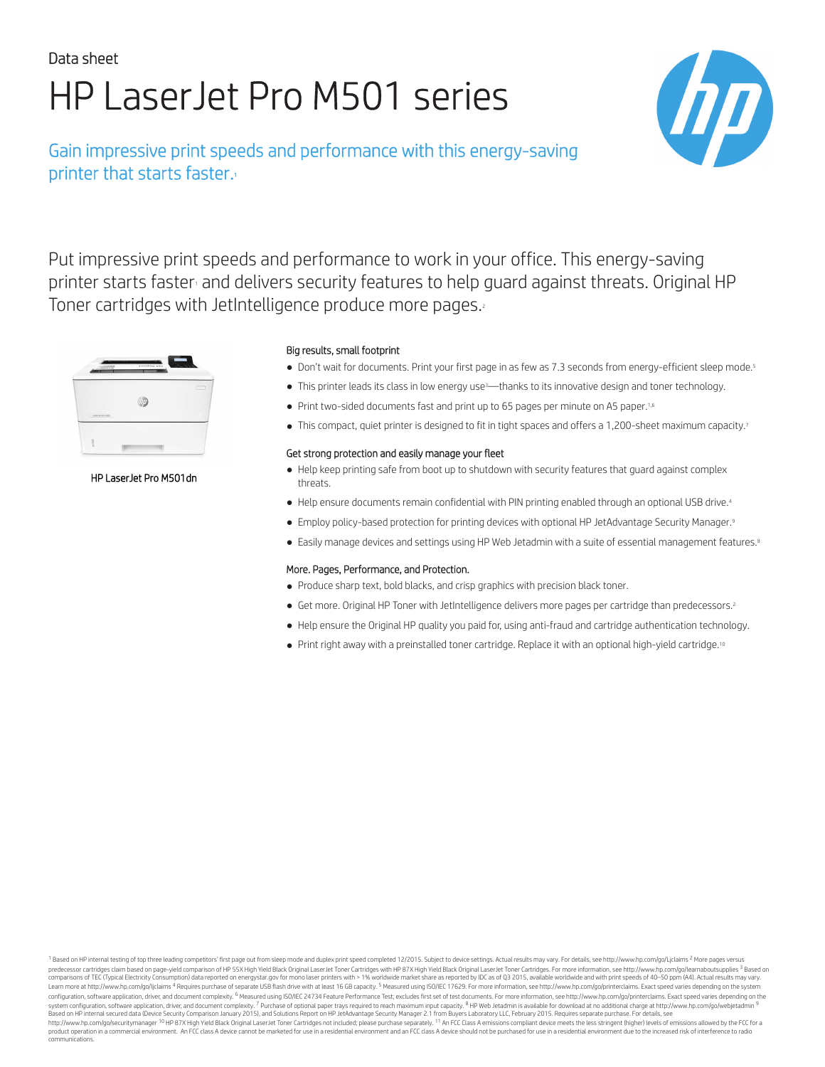Data sheet

# HP LaserJet Pro M501 series

## Gain impressive print speeds and performance with this energy-saving printer that starts faster.[1]

Put impressive print speeds and performance to work in your office. This energy-saving printer starts faster[1] and delivers security features to help guard against threats. Original HP Toner cartridges with JetIntelligence produce more pages.[2]

HP LaserJet Pro M501dn

### Big results, small footprint

- Don't wait for documents. Print your first page in as few as 7.3 seconds from energy-efficient sleep mode.[5]
- This printer leads its class in low energy use[3]—thanks to its innovative design and toner technology.
- Print two-sided documents fast and print up to 65 pages per minute on A5 paper.[1,6]
- This compact, quiet printer is designed to fit in tight spaces and offers a 1,200-sheet maximum capacity.[7]

### Get strong protection and easily manage your fleet

- Help keep printing safe from boot up to shutdown with security features that guard against complex threats.
- Help ensure documents remain confidential with PIN printing enabled through an optional USB drive.[4]
- Employ policy-based protection for printing devices with optional HP JetAdvantage Security Manager.[9]
- Easily manage devices and settings using HP Web Jetadmin with a suite of essential management features.[8]

### More. Pages, Performance, and Protection.

- Produce sharp text, bold blacks, and crisp graphics with precision black toner.
- Get more. Original HP Toner with JetIntelligence delivers more pages per cartridge than predecessors.[2]
- Help ensure the Original HP quality you paid for, using anti-fraud and cartridge authentication technology.
- Print right away with a preinstalled toner cartridge. Replace it with an optional high-yield cartridge.[10]

[1] Based on HP internal testing of top three leading competitors' first page out from sleep mode and duplex print speed completed 12/2015. Subject to device settings. Actual results may vary. For details, see http://www.hp.com/go/Ljclaims [2] More pages versus predecessor cartridges claim based on page-yield comparison of HP 55X High Yield Black Original LaserJet Toner Cartridges with HP 87X High Yield Black Original LaserJet Toner Cartridges. For more information, see http://www.hp.com/go/learnaboutsupplies [3] Based on comparisons of TEC (Typical Electricity Consumption) data reported on energystar.gov for mono laser printers with > 1% worldwide market share as reported by IDC as of Q3 2015, available worldwide and with print speeds of 40–50 ppm (A4). Actual results may vary. Learn more at http://www.hp.com/go/ljclaims [4] Requires purchase of separate USB flash drive with at least 16 GB capacity. [5] Measured using ISO/IEC 17629. For more information, see http://www.hp.com/go/printerclaims. Exact speed varies depending on the system configuration, software application, driver, and document complexity. [6] Measured using ISO/IEC 24734 Feature Performance Test; excludes first set of test documents. For more information, see http://www.hp.com/go/printerclaims. Exact speed varies depending on the system configuration, software application, driver, and document complexity. [7] Purchase of optional paper trays required to reach maximum input capacity. [8] HP Web Jetadmin is available for download at no additional charge at http://www.hp.com/go/webjetadmin [9] Based on HP internal secured data (Device Security Comparison January 2015), and Solutions Report on HP JetAdvantage Security Manager 2.1 from Buyers Laboratory LLC, February 2015. Requires separate purchase. For details, see http://www.hp.com/go/securitymanager [10] HP 87X High Yield Black Original LaserJet Toner Cartridges not included; please purchase separately. [11] An FCC Class A emissions compliant device meets the less stringent (higher) levels of emissions allowed by the FCC for a product operation in a commercial environment. An FCC class A device cannot be marketed for use in a residential environment and an FCC class A device should not be purchased for use in a residential environment due to the increased risk of interference to radio communications.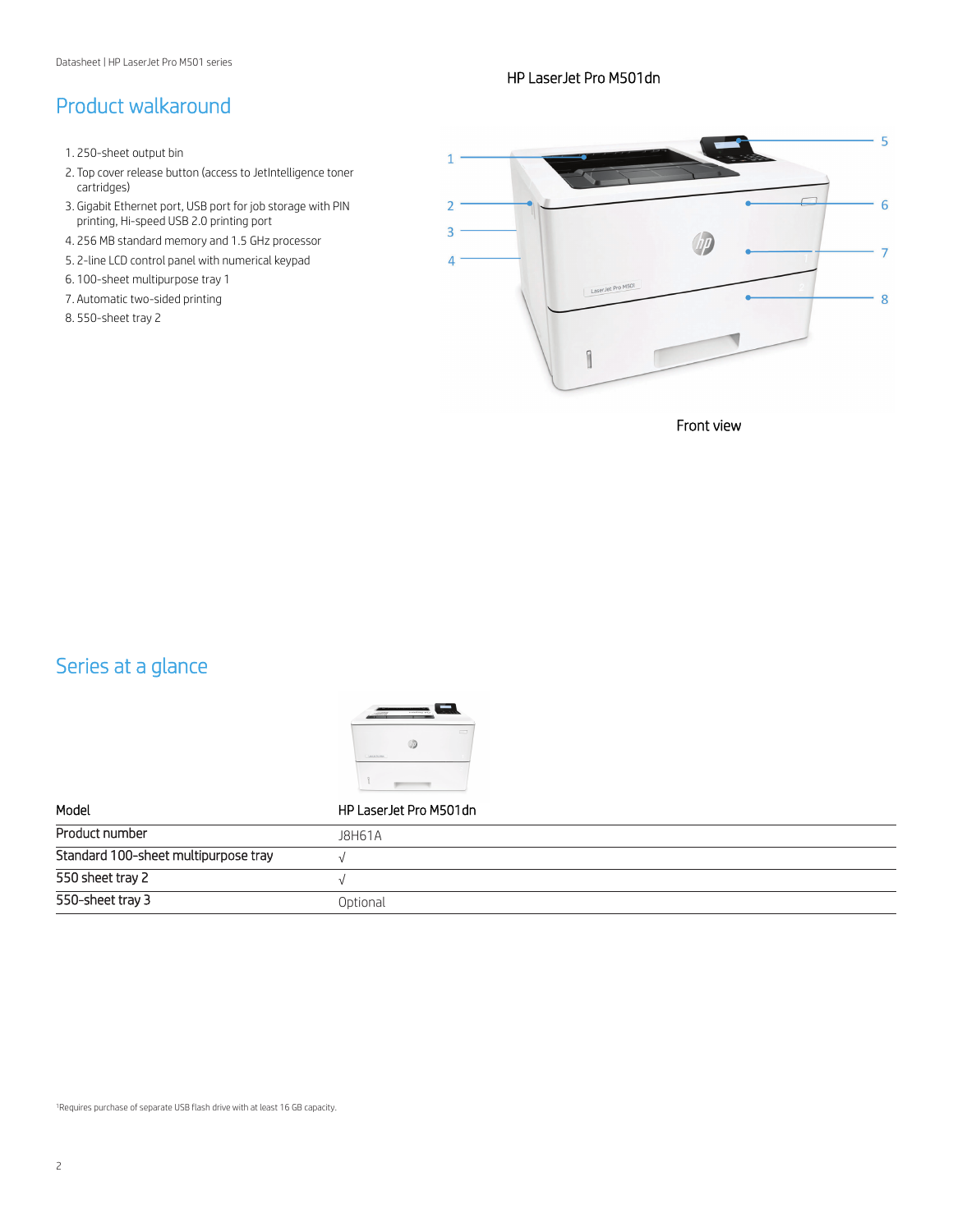## Product walkaround

HP LaserJet Pro M501dn

1. 250-sheet output bin
2. Top cover release button (access to JetIntelligence toner cartridges)
3. Gigabit Ethernet port, USB port for job storage with PIN printing, Hi-speed USB 2.0 printing port
4. 256 MB standard memory and 1.5 GHz processor
5. 2-line LCD control panel with numerical keypad
6. 100-sheet multipurpose tray 1
7. Automatic two-sided printing
8. 550-sheet tray 2

Front view

## Series at a glance

| Model | HP LaserJet Pro M501dn |
| --- | --- |
| Product number | J8H61A |
| Standard 100-sheet multipurpose tray | √ |
| 550 sheet tray 2 | √ |
| 550-sheet tray 3 | Optional |

[1]Requires purchase of separate USB flash drive with at least 16 GB capacity.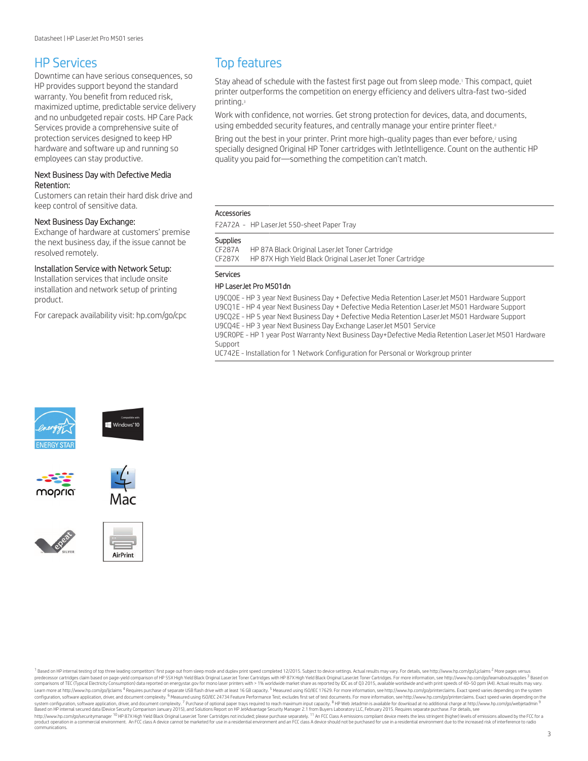## HP Services

Downtime can have serious consequences, so HP provides support beyond the standard warranty. You benefit from reduced risk, maximized uptime, predictable service delivery and no unbudgeted repair costs. HP Care Pack Services provide a comprehensive suite of protection services designed to keep HP hardware and software up and running so employees can stay productive.

**Next Business Day with Defective Media Retention:**
Customers can retain their hard disk drive and keep control of sensitive data.

**Next Business Day Exchange:**
Exchange of hardware at customers' premise the next business day, if the issue cannot be resolved remotely.

**Installation Service with Network Setup:**
Installation services that include onsite installation and network setup of printing product.

For carepack availability visit: hp.com/go/cpc

## Top features

Stay ahead of schedule with the fastest first page out from sleep mode.[1] This compact, quiet printer outperforms the competition on energy efficiency and delivers ultra-fast two-sided printing.[3]

Work with confidence, not worries. Get strong protection for devices, data, and documents, using embedded security features, and centrally manage your entire printer fleet.[8]

Bring out the best in your printer. Print more high-quality pages than ever before,[2] using specially designed Original HP Toner cartridges with JetIntelligence. Count on the authentic HP quality you paid for—something the competition can't match.

### Accessories

F2A72A - HP LaserJet 550-sheet Paper Tray

### Supplies

CF287A HP 87A Black Original LaserJet Toner Cartridge
CF287X HP 87X High Yield Black Original LaserJet Toner Cartridge

### Services

**HP LaserJet Pro M501dn**

U9CQ0E - HP 3 year Next Business Day + Defective Media Retention LaserJet M501 Hardware Support
U9CQ1E - HP 4 year Next Business Day + Defective Media Retention LaserJet M501 Hardware Support
U9CQ2E - HP 5 year Next Business Day + Defective Media Retention LaserJet M501 Hardware Support
U9CQ4E - HP 3 year Next Business Day Exchange LaserJet M501 Service
U9CR0PE - HP 1 year Post Warranty Next Business Day+Defective Media Retention LaserJet M501 Hardware Support
UC742E - Installation for 1 Network Configuration for Personal or Workgroup printer

ENERGY STAR | Compatible with Windows 10 | mopria | Mac | epeat SILVER | AirPrint

[1] Based on HP internal testing of top three leading competitors' first page out from sleep mode and duplex print speed completed 12/2015. Subject to device settings. Actual results may vary. For details, see http://www.hp.com/go/Ljclaims [2] More pages versus predecessor cartridges claim based on page-yield comparison of HP 55X High Yield Black Original LaserJet Toner Cartridges with HP 87X High Yield Black Original LaserJet Toner Cartridges. For more information, see http://www.hp.com/go/learnaboutsupplies [3] Based on comparisons of TEC (Typical Electricity Consumption) data reported on energystar.gov for mono laser printers with > 1% worldwide market share as reported by IDC as of Q3 2015, available worldwide and with print speeds of 40–50 ppm (A4). Actual results may vary. Learn more at http://www.hp.com/go/ljclaims [4] Requires purchase of separate USB flash drive with at least 16 GB capacity. [5] Measured using ISO/IEC 17629. For more information, see http://www.hp.com/go/printerclaims. Exact speed varies depending on the system configuration, software application, driver, and document complexity. [6] Measured using ISO/IEC 24734 Feature Performance Test; excludes first set of test documents. For more information, see http://www.hp.com/go/printerclaims. Exact speed varies depending on the system configuration, software application, driver, and document complexity. [7] Purchase of optional paper trays required to reach maximum input capacity. [8] HP Web Jetadmin is available for download at no additional charge at http://www.hp.com/go/webjetadmin [9] Based on HP internal secured data (Device Security Comparison January 2015), and Solutions Report on HP JetAdvantage Security Manager 2.1 from Buyers Laboratory LLC, February 2015. Requires separate purchase. For details, see http://www.hp.com/go/securitymanager [10] HP 87X High Yield Black Original LaserJet Toner Cartridges not included; please purchase separately. [11] An FCC Class A emissions compliant device meets the less stringent (higher) levels of emissions allowed by the FCC for a product operation in a commercial environment. An FCC class A device cannot be marketed for use in a residential environment and an FCC class A device should not be purchased for use in a residential environment due to the increased risk of interference to radio communications.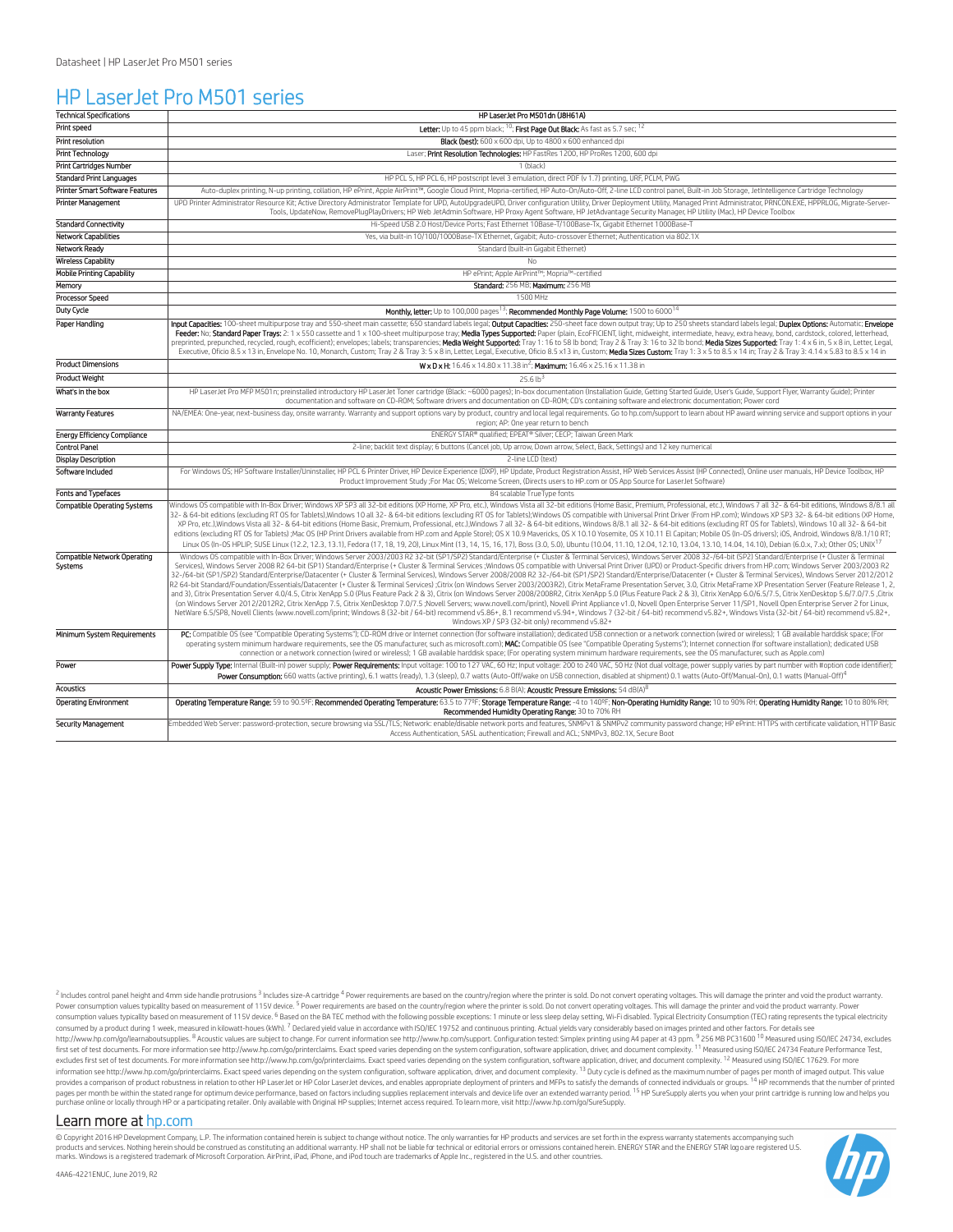# HP LaserJet Pro M501 series

| Technical Specifications | HP LaserJet Pro M501dn (J8H61A) |
|---|---|
| Print speed | **Letter:** Up to 45 ppm black; [10]; **First Page Out Black:** As fast as 5.7 sec; [12] |
| Print resolution | **Black (best):** 600 x 600 dpi, Up to 4800 x 600 enhanced dpi |
| Print Technology | Laser; **Print Resolution Technologies:** HP FastRes 1200, HP ProRes 1200, 600 dpi |
| Print Cartridges Number | 1 (black) |
| Standard Print Languages | HP PCL 5, HP PCL 6, HP postscript level 3 emulation, direct PDF (v 1.7) printing, URF, PCLM, PWG |
| Printer Smart Software Features | Auto-duplex printing, N-up printing, collation, HP ePrint, Apple AirPrint™, Google Cloud Print, Mopria-certified, HP Auto-On/Auto-Off, 2-line LCD control panel, Built-in Job Storage, JetIntelligence Cartridge Technology |
| Printer Management | UPD Printer Administrator Resource Kit; Active Directory Administrator Template for UPD, AutoUpgradeUPD, Driver configuration Utility, Driver Deployment Utility, Managed Print Administrator, PRNCON.EXE, HPPRLOG, Migrate-Server-Tools, UpdateNow, RemovePlugPlayDrivers; HP Web JetAdmin Software, HP Proxy Agent Software, HP JetAdvantage Security Manager, HP Utility (Mac), HP Device Toolbox |
| Standard Connectivity | Hi-Speed USB 2.0 Host/Device Ports; Fast Ethernet 10Base-T/100Base-Tx, Gigabit Ethernet 1000Base-T |
| Network Capabilities | Yes, via built-in 10/100/1000Base-TX Ethernet, Gigabit; Auto-crossover Ethernet; Authentication via 802.1X |
| Network Ready | Standard (built-in Gigabit Ethernet) |
| Wireless Capability | No |
| Mobile Printing Capability | HP ePrint; Apple AirPrint™; Mopria™-certified |
| Memory | **Standard:** 256 MB; **Maximum:** 256 MB |
| Processor Speed | 1500 MHz |
| Duty Cycle | **Monthly, letter:** Up to 100,000 pages[13]; **Recommended Monthly Page Volume:** 1500 to 6000[14] |
| Paper Handling | **Input Capacities:** 100-sheet multipurpose tray and 550-sheet main cassette; 650 standard labels legal; **Output Capacities:** 250-sheet face down output tray; Up to 250 sheets standard labels legal; **Duplex Options:** Automatic; **Envelope Feeder:** No; **Standard Paper Trays:** 2: 1 x 550 cassette and 1 x 100-sheet multipurpose tray; **Media Types Supported:** Paper (plain, EcoFFICIENT, light, midweight, intermediate, heavy, extra heavy, bond, cardstock, colored, letterhead, preprinted, prepunched, recycled, rough, ecofficient); envelopes; labels; transparencies; **Media Weight Supported:** Tray 1: 16 to 58 lb bond; Tray 2 & Tray 3: 16 to 32 lb bond; **Media Sizes Supported:** Tray 1: 4 x 6 in, 5 x 8 in, Letter, Legal, Executive, Oficio 8.5 x 13 in, Envelope No. 10, Monarch, Custom; Tray 2 & Tray 3: 5 x 8 in, Letter, Legal, Executive, Oficio 8.5 x13 in, Custom; **Media Sizes Custom:** Tray 1: 3 x 5 to 8.5 x 14 in; Tray 2 & Tray 3: 4.14 x 5.83 to 8.5 x 14 in |
| Product Dimensions | **W x D x H:** 16.46 x 14.80 x 11.38 in[2]; **Maximum:** 16.46 x 25.16 x 11.38 in |
| Product Weight | 25.6 lb[3] |
| What's in the box | HP LaserJet Pro MFP M501n; preinstalled introductory HP LaserJet Toner cartridge (Black: ~6000 pages); In-box documentation (Installation Guide, Getting Started Guide, User's Guide, Support Flyer, Warranty Guide); Printer documentation and software on CD-ROM; Software drivers and documentation on CD-ROM; CD's containing software and electronic documentation; Power cord |
| Warranty Features | NA/EMEA: One-year, next-business day, onsite warranty. Warranty and support options vary by product, country and local legal requirements. Go to hp.com/support to learn about HP award winning service and support options in your region; AP: One year return to bench |
| Energy Efficiency Compliance | ENERGY STAR® qualified; EPEAT® Silver; CECP; Taiwan Green Mark |
| Control Panel | 2-line; backlit text display; 6 buttons (Cancel job, Up arrow, Down arrow, Select, Back, Settings) and 12 key numerical |
| Display Description | 2-line LCD (text) |
| Software Included | For Windows OS; HP Software Installer/Uninstaller, HP PCL 6 Printer Driver, HP Device Experience (DXP), HP Update, Product Registration Assist, HP Web Services Assist (HP Connected), Online user manuals, HP Device Toolbox, HP Product Improvement Study ;For Mac OS; Welcome Screen, (Directs users to HP.com or OS App Source for LaserJet Software) |
| Fonts and Typefaces | 84 scalable TrueType fonts |
| Compatible Operating Systems | Windows OS compatible with In-Box Driver; Windows XP SP3 all 32-bit editions (XP Home, XP Pro, etc.), Windows Vista all 32-bit editions (Home Basic, Premium, Professional, etc.), Windows 7 all 32- & 64-bit editions, Windows 8/8.1 all 32- & 64-bit editions (excluding RT OS for Tablets),Windows 10 all 32- & 64-bit editions (excluding RT OS for Tablets);Windows OS compatible with Universal Print Driver (From HP.com); Windows XP SP3 32- & 64-bit editions (XP Home, XP Pro, etc.),Windows Vista all 32- & 64-bit editions (Home Basic, Premium, Professional, etc.),Windows 7 all 32- & 64-bit editions, Windows 8/8.1 all 32- & 64-bit editions (excluding RT OS for Tablets), Windows 10 all 32- & 64-bit editions (excluding RT OS for Tablets) ;Mac OS (HP Print Drivers available from HP.com and Apple Store); OS X 10.9 Mavericks, OS X 10.10 Yosemite, OS X 10.11 El Capitan; Mobile OS (In-OS drivers); iOS, Android, Windows 8/8.1/10 RT; Linux OS (In-OS HPLIP; SUSE Linux (12.2, 12.3, 13.1), Fedora (17, 18, 19, 20), Linux Mint (13, 14, 15, 16, 17), Boss (3.0, 5.0), Ubuntu (10.04, 11.10, 12.04, 12.10, 13.04, 13.10, 14.04, 14.10), Debian (6.0.x, 7.x); Other OS; UNIX[17] |
| Compatible Network Operating Systems | Windows OS compatible with In-Box Driver; Windows Server 2003/2003 R2 32-bit (SP1/SP2) Standard/Enterprise (+ Cluster & Terminal Services), Windows Server 2008 32-/64-bit (SP2) Standard/Enterprise (+ Cluster & Terminal Services), Windows Server 2008 R2 64-bit (SP1) Standard/Enterprise (+ Cluster & Terminal Services ;Windows OS compatible with Universal Print Driver (UPD) or Product-Specific drivers from HP.com; Windows Server 2003/2003 R2 32-/64-bit (SP1/SP2) Standard/Enterprise/Datacenter (+ Cluster & Terminal Services), Windows Server 2008/2008 R2 32-/64-bit (SP1/SP2) Standard/Enterprise/Datacenter (+ Cluster & Terminal Services), Windows Server 2012/2012 R2 64-bit Standard/Foundation/Essentials/Datacenter (+ Cluster & Terminal Services) ;Citrix (on Windows Server 2003/2003R2), Citrix MetaFrame Presentation Server, 3.0, Citrix MetaFrame XP Presentation Server (Feature Release 1, 2, and 3), Citrix Presentation Server 4.0/4.5, Citrix XenApp 5.0 (Plus Feature Pack 2 & 3), Citrix (on Windows Server 2008/2008R2, Citrix XenApp 5.0 (Plus Feature Pack 2 & 3), Citrix XenApp 6.0/6.5/7.5, Citrix XenDesktop 5.6/7.0/7.5 ;Citrix (on Windows Server 2012/2012R2, Citrix XenApp 7.5, Citrix XenDesktop 7.0/7.5 ;Novell Servers; www.novell.com/iprint, Novell iPrint Appliance v1.0, Novell Open Enterprise Server 11/SP1, Novell Open Enterprise Server 2 for Linux, NetWare 6.5/SP8, Novell Clients (www.novell.com/iprint; Windows 8 (32-bit / 64-bit) recommend v5.86+, 8.1 recommend v5.94+, Windows 7 (32-bit / 64-bit) recommend v5.82+, Windows Vista (32-bit / 64-bit) recommend v5.82+, Windows XP / SP3 (32-bit only) recommend v5.82+ |
| Minimum System Requirements | **PC:** Compatible OS (see "Compatible Operating Systems"); CD-ROM drive or Internet connection (for software installation); dedicated USB connection or a network connection (wired or wireless); 1 GB available harddisk space; (For operating system minimum hardware requirements, see the OS manufacturer, such as microsoft.com); **MAC:** Compatible OS (see "Compatible Operating Systems"); Internet connection (for software installation); dedicated USB connection or a network connection (wired or wireless); 1 GB available harddisk space; (For operating system minimum hardware requirements, see the OS manufacturer, such as Apple.com) |
| Power | **Power Supply Type:** Internal (Built-in) power supply; **Power Requirements:** Input voltage: 100 to 127 VAC, 60 Hz; Input voltage: 200 to 240 VAC, 50 Hz (Not dual voltage, power supply varies by part number with #option code identifier); **Power Consumption:** 660 watts (active printing), 6.1 watts (ready), 1.3 (sleep), 0.7 watts (Auto-Off/wake on USB connection, disabled at shipment) 0.1 watts (Auto-Off/Manual-On), 0.1 watts (Manual-Off)[4] |
| Acoustics | **Acoustic Power Emissions:** 6.8 B(A); **Acoustic Pressure Emissions:** 54 dB(A)[8] |
| Operating Environment | **Operating Temperature Range:** 59 to 90.5ºF; **Recommended Operating Temperature:** 63.5 to 77ºF; **Storage Temperature Range:** -4 to 140ºF; **Non-Operating Humidity Range:** 10 to 90% RH; **Operating Humidity Range:** 10 to 80% RH; **Recommended Humidity Operating Range:** 30 to 70% RH |
| Security Management | Embedded Web Server: password-protection, secure browsing via SSL/TLS; Network: enable/disable network ports and features, SNMPv1 & SNMPv2 community password change; HP ePrint: HTTPS with certificate validation, HTTP Basic Access Authentication, SASL authentication; Firewall and ACL; SNMPv3, 802.1X, Secure Boot |

[2] Includes control panel height and 4mm side handle protrusions [3] Includes size-A cartridge [4] Power requirements are based on the country/region where the printer is sold. Do not convert operating voltages. This will damage the printer and void the product warranty. Power consumption values typicallty based on measurement of 115V device. [5] Power requirements are based on the country/region where the printer is sold. Do not convert operating voltages. This will damage the printer and void the product warranty. Power consumption values typicallty based on measurement of 115V device. [6] Based on the BA TEC method with the following possible exceptions: 1 minute or less sleep delay setting, Wi-Fi disabled. Typical Electricity Consumption (TEC) rating represents the typical electricity consumed by a product during 1 week, measured in kilowatt-houes (kWh). [7] Declared yield value in accordance with ISO/IEC 19752 and continuous printing. Actual yields vary considerably based on images printed and other factors. For details see http://www.hp.com/go/learnaboutsupplies. [8] Acoustic values are subject to change. For current information see http://www.hp.com/support. Configuration tested: Simplex printing using A4 paper at 43 ppm. [9] 256 MB PC31600 [10] Measured using ISO/IEC 24734, excludes first set of test documents. For more information see http://www.hp.com/go/printerclaims. Exact speed varies depending on the system configuration, software application, driver, and document complexity. [11] Measured using ISO/IEC 24734 Feature Performance Test, excludes first set of test documents. For more information see http://www.hp.com/go/printerclaims. Exact speed varies depending on the system configuration, software application, driver, and document complexity. [12] Measured using ISO/IEC 17629. For more information see http://www.hp.com/go/printerclaims. Exact speed varies depending on the system configuration, software application, driver, and document complexity. [13] Duty cycle is defined as the maximum number of pages per month of imaged output. This value provides a comparison of product robustness in relation to other HP LaserJet or HP Color LaserJet devices, and enables appropriate deployment of printers and MFPs to satisfy the demands of connected individuals or groups. [14] HP recommends that the number of printed pages per month be within the stated range for optimum device performance, based on factors including supplies replacement intervals and device life over an extended warranty period. [15] HP SureSupply alerts you when your print cartridge is running low and helps you purchase online or locally through HP or a participating retailer. Only available with Original HP supplies; Internet access required. To learn more, visit http://www.hp.com/go/SureSupply.

## Learn more at hp.com

© Copyright 2016 HP Development Company, L.P. The information contained herein is subject to change without notice. The only warranties for HP products and services are set forth in the express warranty statements accompanying such products and services. Nothing herein should be construed as constituting an additional warranty. HP shall not be liable for technical or editorial errors or omissions contained herein. ENERGY STAR and the ENERGY STAR logo are registered U.S. marks. Windows is a registered trademark of Microsoft Corporation. AirPrint, iPad, iPhone, and iPod touch are trademarks of Apple Inc., registered in the U.S. and other countries.

4AA6-4221ENUC, June 2019, R2